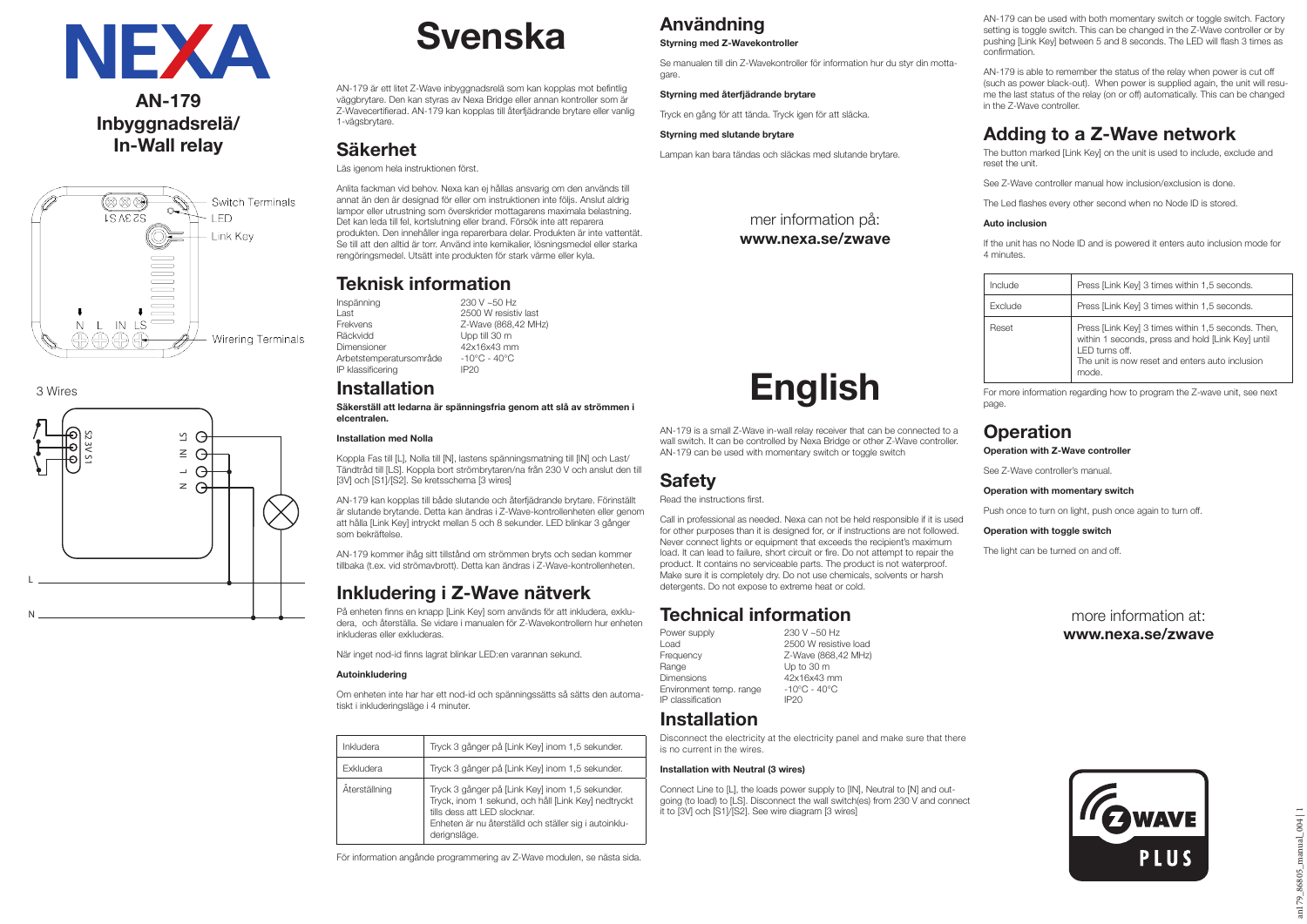# NEXA

## AN-179 Inbyggnadsrelä/ In-Wall relay

Switch Terminals

LED

Link Key

Wirering Terminals

3 Wires

# Svenska

AN-179 är ett litet Z-Wave inbyggnadsrelä som kan kopplas mot befintlig väggbrytare. Den kan styras av Nexa Bridge eller annan kontroller som är Z-Wavecertifierad. AN-179 kan kopplas till återfjädrande brytare eller vanlig 1-vägsbrytare.

## Säkerhet

Läs igenom hela instruktionen först.

Anlita fackman vid behov. Nexa kan ej hållas ansvarig om den används till annat än den är designad för eller om instruktionen inte följs. Anslut aldrig lampor eller utrustning som överskrider mottagarens maximala belastning. Det kan leda till fel, kortslutning eller brand. Försök inte att reparera produkten. Den innehåller inga reparerbara delar. Produkten är inte vattentät. Se till att den alltid är torr. Använd inte kemikalier, lösningsmedel eller starka rengöringsmedel. Utsätt inte produkten för stark värme eller kyla.

## Teknisk information

| | |
|---|---|
| Inspänning | 230 V ~50 Hz |
| Last | 2500 W resistiv last |
| Frekvens | Z-Wave (868,42 MHz) |
| Räckvidd | Upp till 30 m |
| Dimensioner | 42x16x43 mm |
| Arbetstemperaturområde | -10°C - 40°C |
| IP klassificering | IP20 |

## Installation

**Säkerställ att ledarna är spänningsfria genom att slå av strömmen i elcentralen.**

**Installation med Nolla**

Koppla Fas till [L], Nolla till [N], lastens spänningsmatning till [IN] och Last/Tändtråd till [LS]. Koppla bort strömbrytaren/na från 230 V och anslut den till [3V] och [S1]/[S2]. Se kretsschema [3 wires]

AN-179 kan kopplas till både slutande och återfjädrande brytare. Förinställt är slutande brytande. Detta kan ändras i Z-Wave-kontrollenheten eller genom att hålla [Link Key] intryckt mellan 5 och 8 sekunder. LED blinkar 3 gånger som bekräftelse.

AN-179 kommer ihåg sitt tillstånd om strömmen bryts och sedan kommer tillbaka (t.ex. vid strömavbrott). Detta kan ändras i Z-Wave-kontrollenheten.

## Inkludering i Z-Wave nätverk

På enheten finns en knapp [Link Key] som används för att inkludera, exkludera, och återställa. Se vidare i manualen för Z-Wavekontrollern hur enheten inkluderas eller exkluderas.

När inget nod-id finns lagrat blinkar LED:en varannan sekund.

**Autoinkludering**

Om enheten inte har har ett nod-id och spänningssätts så sätts den automatiskt i inkluderingsläge i 4 minuter.

| | |
|---|---|
| Inkludera | Tryck 3 gånger på [Link Key] inom 1,5 sekunder. |
| Exkludera | Tryck 3 gånger på [Link Key] inom 1,5 sekunder. |
| Återställning | Tryck 3 gånger på [Link Key] inom 1,5 sekunder. Tryck, inom 1 sekund, och håll [Link Key] nedtryckt tills dess att LED slocknar. Enheten är nu återställd och ställer sig i autoinkluderingsläge. |

För information angående programmering av Z-Wave modulen, se nästa sida.

## Användning

**Styrning med Z-Wavekontroller**

Se manualen till din Z-Wavekontroller för information hur du styr din mottagare.

**Styrning med återfjädrande brytare**

Tryck en gång för att tända. Tryck igen för att släcka.

**Styrning med slutande brytare**

Lampan kan bara tändas och släckas med slutande brytare.

mer information på:
**www.nexa.se/zwave**

# English

AN-179 is a small Z-Wave in-wall relay receiver that can be connected to a wall switch. It can be controlled by Nexa Bridge or other Z-Wave controller. AN-179 can be used with momentary switch or toggle switch

## Safety

Read the instructions first.

Call in professional as needed. Nexa can not be held responsible if it is used for other purposes than it is designed for, or if instructions are not followed. Never connect lights or equipment that exceeds the recipient's maximum load. It can lead to failure, short circuit or fire. Do not attempt to repair the product. It contains no serviceable parts. The product is not waterproof. Make sure it is completely dry. Do not use chemicals, solvents or harsh detergents. Do not expose to extreme heat or cold.

## Technical information

| | |
|---|---|
| Power supply | 230 V ~50 Hz |
| Load | 2500 W resistive load |
| Frequency | Z-Wave (868,42 MHz) |
| Range | Up to 30 m |
| Dimensions | 42x16x43 mm |
| Environment temp. range | -10°C - 40°C |
| IP classification | IP20 |

## Installation

Disconnect the electricity at the electricity panel and make sure that there is no current in the wires.

**Installation with Neutral (3 wires)**

Connect Line to [L], the loads power supply to [IN], Neutral to [N] and outgoing (to load) to [LS]. Disconnect the wall switch(es) from 230 V and connect it to [3V] och [S1]/[S2]. See wire diagram [3 wires]

AN-179 can be used with both momentary switch or toggle switch. Factory setting is toggle switch. This can be changed in the Z-Wave controller or by pushing [Link Key] between 5 and 8 seconds. The LED will flash 3 times as confirmation.

AN-179 is able to remember the status of the relay when power is cut off (such as power black-out). When power is supplied again, the unit will resume the last status of the relay (on or off) automatically. This can be changed in the Z-Wave controller.

## Adding to a Z-Wave network

The button marked [Link Key] on the unit is used to include, exclude and reset the unit.

See Z-Wave controller manual how inclusion/exclusion is done.

The Led flashes every other second when no Node ID is stored.

**Auto inclusion**

If the unit has no Node ID and is powered it enters auto inclusion mode for 4 minutes.

| | |
|---|---|
| Include | Press [Link Key] 3 times within 1,5 seconds. |
| Exclude | Press [Link Key] 3 times within 1,5 seconds. |
| Reset | Press [Link Key] 3 times within 1,5 seconds. Then, within 1 seconds, press and hold [Link Key] until LED turns off. The unit is now reset and enters auto inclusion mode. |

For more information regarding how to program the Z-wave unit, see next page.

## Operation

**Operation with Z-Wave controller**

See Z-Wave controller's manual.

**Operation with momentary switch**

Push once to turn on light, push once again to turn off.

**Operation with toggle switch**

The light can be turned on and off.

more information at:
**www.nexa.se/zwave**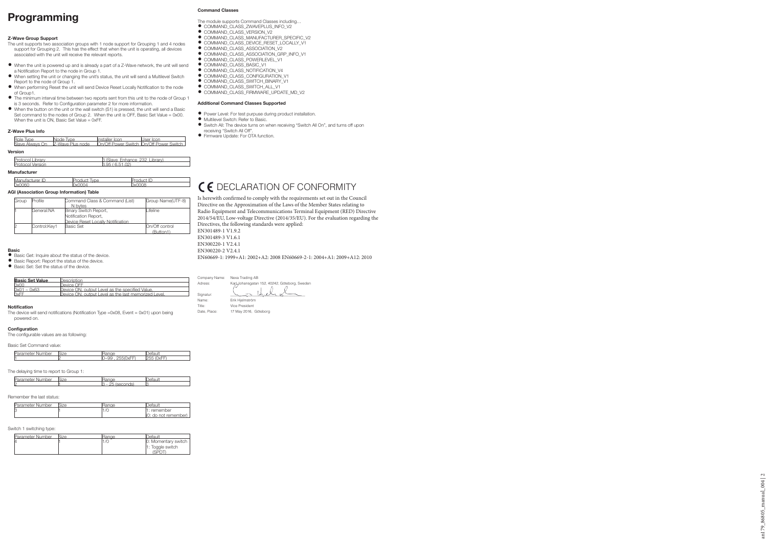# Programming

### Z-Wave Group Support

The unit supports two association groups with 1 node support for Grouping 1 and 4 nodes support for Grouping 2. This has the effect that when the unit is operating, all devices associated with the unit will receive the relevant reports.

- When the unit is powered up and is already a part of a Z-Wave network, the unit will send a Notification Report to the node in Group 1.
- When setting the unit or changing the unit's status, the unit will send a Multilevel Switch Report to the node of Group 1.
- When performing Reset the unit will send Device Reset Locally Notification to the node of Group1.
- The minimum interval time between two reports sent from this unit to the node of Group 1 is 3 seconds. Refer to Configuration parameter 2 for more information.
- When the button on the unit or the wall switch (S1) is pressed, the unit will send a Basic Set command to the nodes of Group 2. When the unit is OFF, Basic Set Value = 0x00. When the unit is ON, Basic Set Value = 0xFF.

### Z-Wave Plus Info

| Role Type | Node Type | Installer Icon | User Icon |
|---|---|---|---|
| Slave Always On | Z-Wave Plus node | On/Off Power Switch | On/Off Power Switch |

### Version

| | |
|---|---|
| Protocol Library | 3 (Slave_Enhance_232_Library) |
| Protocol Version | 3.95 ( 6.51.02) |

### Manufacturer

| Manufacturer ID | Product Type | Product ID |
|---|---|---|
| 0x0060 | 0x0004 | 0x0008 |

### AGI (Association Group Information) Table

| Group | Profile | Command Class & Command (List) N bytes | Group Name(UTF-8) |
|---|---|---|---|
| 1 | General:NA | Binary Switch Report, Notification Report, Device Reset Locally Notification | Lifeline |
| 2 | Control:Key1 | Basic Set | On/Off control (Button1) |

### Basic

- Basic Get: Inquire about the status of the device.
- Basic Report: Report the status of the device.
- Basic Set: Set the status of the device.

| **Basic Set Value** | Description |
|---|---|
| 0x00 | Device OFF |
| 0x01 ~ 0x63 | Device ON, output Level as the specified Value. |
| 0xFF | Device ON, output Level as the last memorized Level. |

### Notification

The device will send notifications (Notification Type =0x08, Event = 0x01) upon being powered on.

### Configuration

The configurable values are as following:

Basic Set Command value:

| Parameter Number | Size | Range | Default |
|---|---|---|---|
| 1 | 2 | 0~99 , 255(0xFF) | 255 (0xFF) |

The delaying time to report to Group 1:

| Parameter Number | Size | Range | Default |
|---|---|---|---|
| 2 | 1 | 3 - 25 (seconds) | 3 |

Remember the last status:

| Parameter Number | Size | Range | Default |
|---|---|---|---|
| 3 | 1 | 1/0 | 1: remember (0: do not remember) |

Switch 1 switching type:

| Parameter Number | Size | Range | Default |
|---|---|---|---|
| 4 | 1 | 1/0 | 0: Momentary switch 1: Toggle switch (SPDT) |

### Command Classes

The module supports Command Classes including...

- COMMAND_CLASS_ZWAVEPLUS_INFO_V2
- COMMAND_CLASS_VERSION_V2
- COMMAND_CLASS_MANUFACTURER_SPECIFIC_V2
- COMMAND_CLASS_DEVICE_RESET_LOCALLY_V1
- COMMAND_CLASS_ASSOCIATION_V2
- COMMAND_CLASS_ASSOCIATION_GRP_INFO_V1
- COMMAND_CLASS_POWERLEVEL_V1
- COMMAND_CLASS_BASIC_V1
- COMMAND_CLASS_NOTIFICATION_V4
- COMMAND_CLASS_CONFIGURATION_V1
- COMMAND_CLASS_SWITCH_BINARY_V1
- COMMAND_CLASS_SWITCH_ALL_V1
- COMMAND_CLASS_FIRMWARE_UPDATE_MD_V2

### Additional Command Classes Supported

- Power Level: For test purpuse during product installation.
- Multilevel Switch: Refer to Basic.
- Switch All: The device turns on when receiving "Switch All On", and turns off upon receiving "Switch All Off".
- Firmware Update: For OTA function.

# CE DECLARATION OF CONFORMITY

Is herewith confirmed to comply with the requirements set out in the Council Directive on the Approximation of the Laws of the Member States relating to Radio Equipment and Telecommunications Terminal Equipment (RED) Directive 2014/54/EU, Low-voltage Directive (2014/35/EU). For the evaluation regarding the Directives, the following standards were applied:

EN301489-1 V1.9.2
EN301489-3 V1.6.1
EN300220-1 V2.4.1
EN300220-2 V2.4.1
EN60669-1: 1999+A1: 2002+A2: 2008 EN60669-2-1: 2004+A1: 2009+A12: 2010

Company Name: Nexa Trading AB
Adress: Karl Johansgatan 152, 40242, Göteborg, Sweden
Signatur:
Name: Erik Hjelmström
Title: Vice President
Date, Place: 17 May 2016, Göteborg